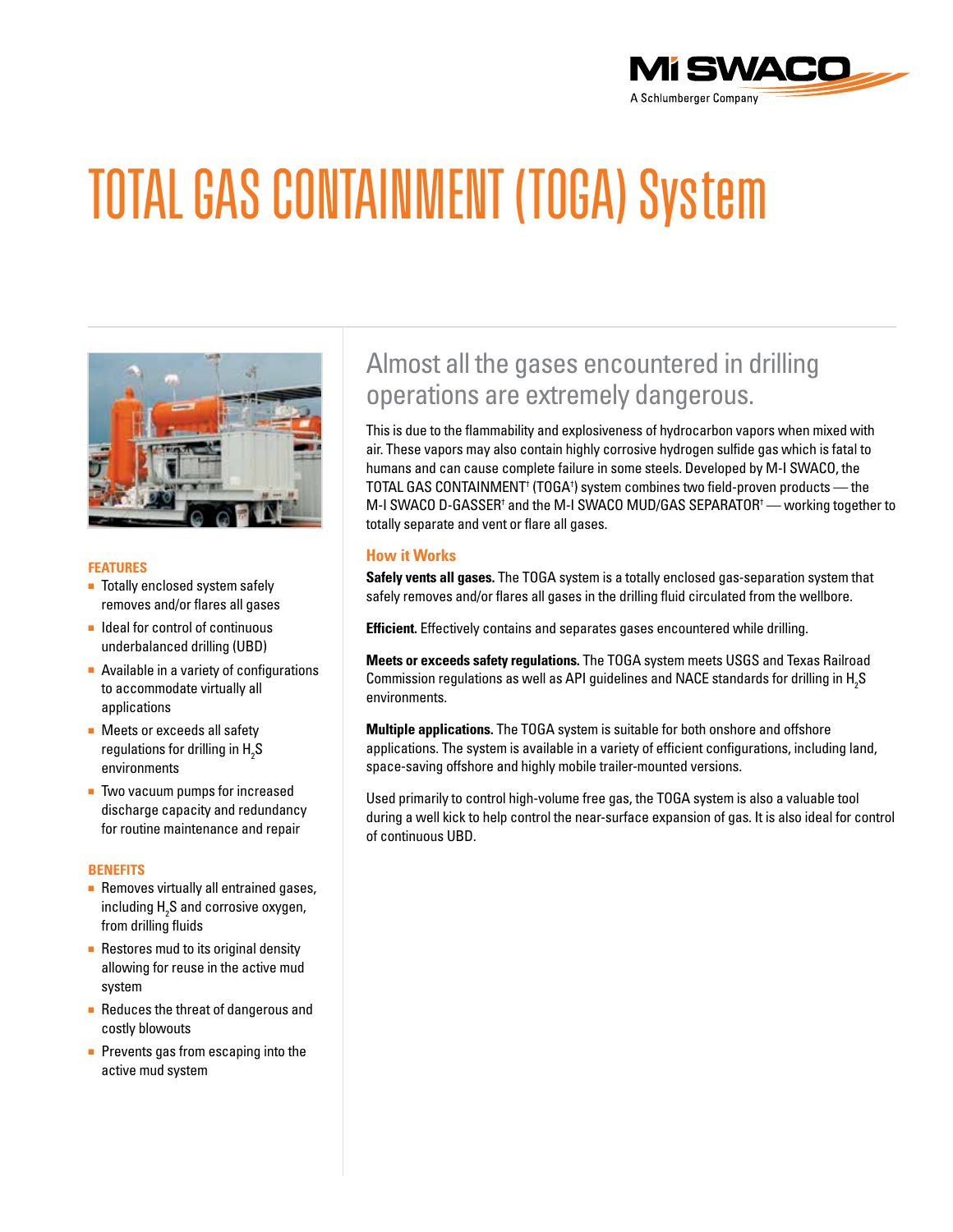# TOTAL GAS CONTAINMENT (TOGA) System

## Almost all the gases encountered in drilling operations are extremely dangerous.

This is due to the flammability and explosiveness of hydrocarbon vapors when mixed with air. These vapors may also contain highly corrosive hydrogen sulfide gas which is fatal to humans and can cause complete failure in some steels. Developed by M-I SWACO, the TOTAL GAS CONTAINMENT† (TOGA†) system combines two field-proven products — the M-I SWACO D-GASSER† and the M-I SWACO MUD/GAS SEPARATOR† — working together to totally separate and vent or flare all gases.

### How it Works

**Safely vents all gases.** The TOGA system is a totally enclosed gas-separation system that safely removes and/or flares all gases in the drilling fluid circulated from the wellbore.

**Efficient.** Effectively contains and separates gases encountered while drilling.

**Meets or exceeds safety regulations.** The TOGA system meets USGS and Texas Railroad Commission regulations as well as API guidelines and NACE standards for drilling in $H_2S$ environments.

**Multiple applications.** The TOGA system is suitable for both onshore and offshore applications. The system is available in a variety of efficient configurations, including land, space-saving offshore and highly mobile trailer-mounted versions.

Used primarily to control high-volume free gas, the TOGA system is also a valuable tool during a well kick to help control the near-surface expansion of gas. It is also ideal for control of continuous UBD.

### FEATURES

- Totally enclosed system safely removes and/or flares all gases
- Ideal for control of continuous underbalanced drilling (UBD)
- Available in a variety of configurations to accommodate virtually all applications
- Meets or exceeds all safety regulations for drilling in $H_2S$ environments
- Two vacuum pumps for increased discharge capacity and redundancy for routine maintenance and repair

### BENEFITS

- Removes virtually all entrained gases, including $H_2S$ and corrosive oxygen, from drilling fluids
- Restores mud to its original density allowing for reuse in the active mud system
- Reduces the threat of dangerous and costly blowouts
- Prevents gas from escaping into the active mud system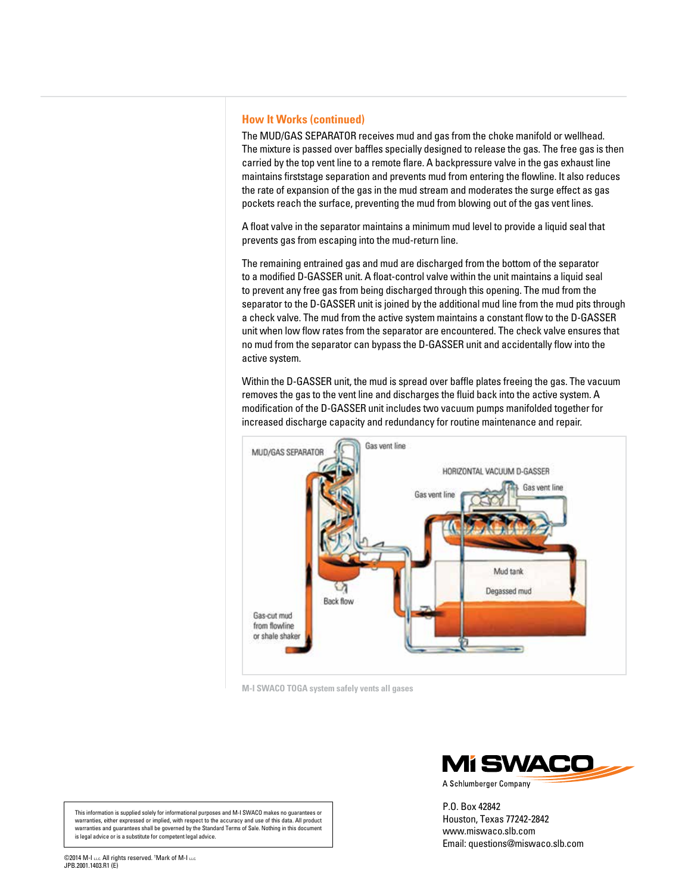## How It Works (continued)

The MUD/GAS SEPARATOR receives mud and gas from the choke manifold or wellhead. The mixture is passed over baffles specially designed to release the gas. The free gas is then carried by the top vent line to a remote flare. A backpressure valve in the gas exhaust line maintains firststage separation and prevents mud from entering the flowline. It also reduces the rate of expansion of the gas in the mud stream and moderates the surge effect as gas pockets reach the surface, preventing the mud from blowing out of the gas vent lines.

A float valve in the separator maintains a minimum mud level to provide a liquid seal that prevents gas from escaping into the mud-return line.

The remaining entrained gas and mud are discharged from the bottom of the separator to a modified D-GASSER unit. A float-control valve within the unit maintains a liquid seal to prevent any free gas from being discharged through this opening. The mud from the separator to the D-GASSER unit is joined by the additional mud line from the mud pits through a check valve. The mud from the active system maintains a constant flow to the D-GASSER unit when low flow rates from the separator are encountered. The check valve ensures that no mud from the separator can bypass the D-GASSER unit and accidentally flow into the active system.

Within the D-GASSER unit, the mud is spread over baffle plates freeing the gas. The vacuum removes the gas to the vent line and discharges the fluid back into the active system. A modification of the D-GASSER unit includes two vacuum pumps manifolded together for increased discharge capacity and redundancy for routine maintenance and repair.

MUD/GAS SEPARATOR

Gas vent line

HORIZONTAL VACUUM D-GASSER

Gas vent line

Gas vent line

Mud tank

Degassed mud

Back flow

Gas-cut mud from flowline or shale shaker

M-I SWACO TOGA system safely vents all gases

MI SWACO
A Schlumberger Company

P.O. Box 42842
Houston, Texas 77242-2842
www.miswaco.slb.com
Email: questions@miswaco.slb.com

This information is supplied solely for informational purposes and M-I SWACO makes no guarantees or warranties, either expressed or implied, with respect to the accuracy and use of this data. All product warranties and guarantees shall be governed by the Standard Terms of Sale. Nothing in this document is legal advice or is a substitute for competent legal advice.

©2014 M-I L.L.C. All rights reserved. †Mark of M-I L.L.C.
JPB.2001.1403.R1 (E)